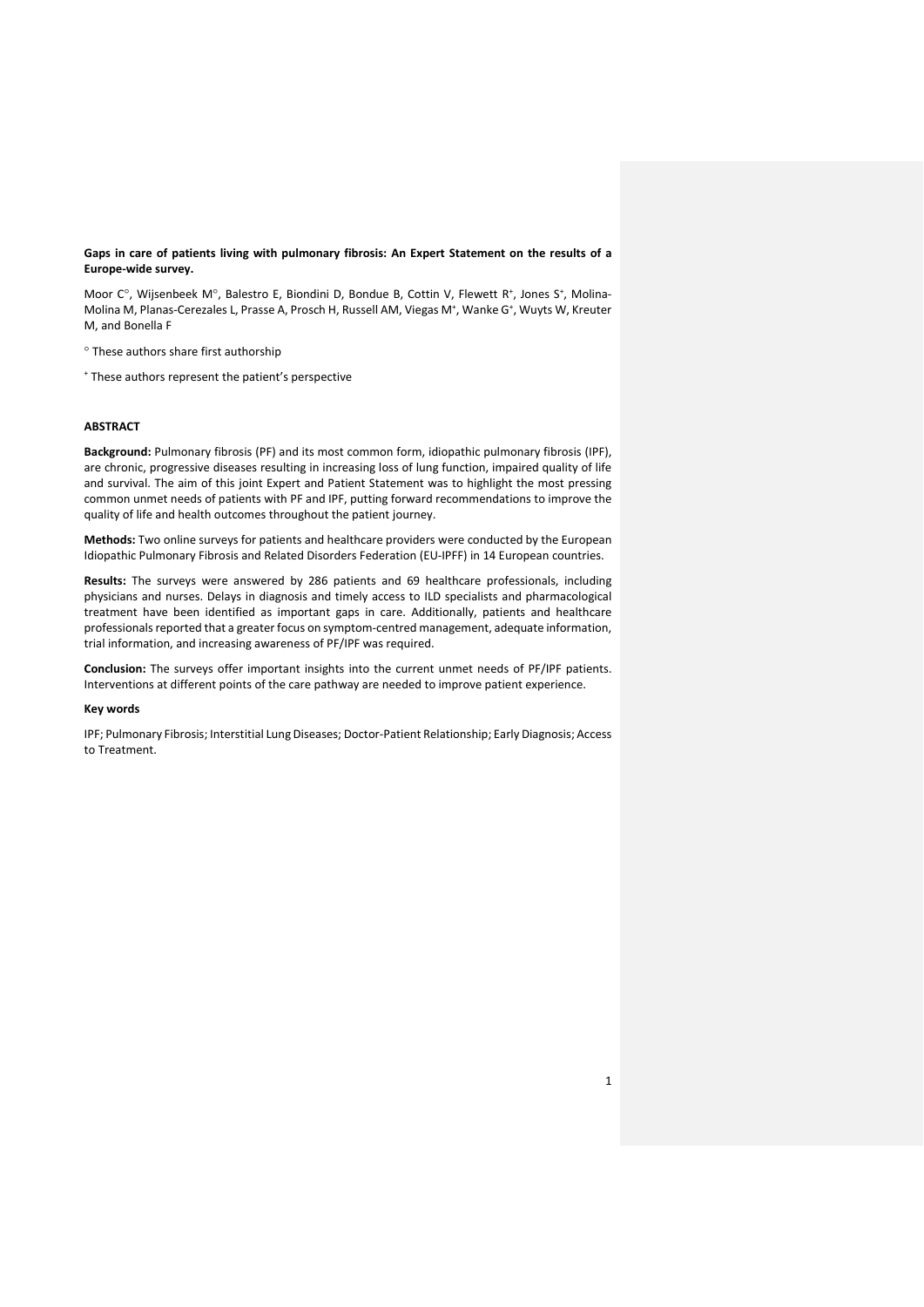**Gaps in care of patients living with pulmonary fibrosis: An Expert Statement on the results of a Europe-wide survey.**

Moor C°, Wijsenbeek M°, Balestro E, Biondini D, Bondue B, Cottin V, Flewett R+, Jones S+, Molina-Molina M, Planas-Cerezales L, Prasse A, Prosch H, Russell AM, Viegas M+, Wanke G+, Wuyts W, Kreuter M, and Bonella F

° These authors share first authorship

+ These authors represent the patient's perspective

## ABSTRACT

**Background:** Pulmonary fibrosis (PF) and its most common form, idiopathic pulmonary fibrosis (IPF), are chronic, progressive diseases resulting in increasing loss of lung function, impaired quality of life and survival. The aim of this joint Expert and Patient Statement was to highlight the most pressing common unmet needs of patients with PF and IPF, putting forward recommendations to improve the quality of life and health outcomes throughout the patient journey.

**Methods:** Two online surveys for patients and healthcare providers were conducted by the European Idiopathic Pulmonary Fibrosis and Related Disorders Federation (EU-IPFF) in 14 European countries.

**Results:** The surveys were answered by 286 patients and 69 healthcare professionals, including physicians and nurses. Delays in diagnosis and timely access to ILD specialists and pharmacological treatment have been identified as important gaps in care. Additionally, patients and healthcare professionals reported that a greater focus on symptom-centred management, adequate information, trial information, and increasing awareness of PF/IPF was required.

**Conclusion:** The surveys offer important insights into the current unmet needs of PF/IPF patients. Interventions at different points of the care pathway are needed to improve patient experience.

**Key words**

IPF; Pulmonary Fibrosis; Interstitial Lung Diseases; Doctor-Patient Relationship; Early Diagnosis; Access to Treatment.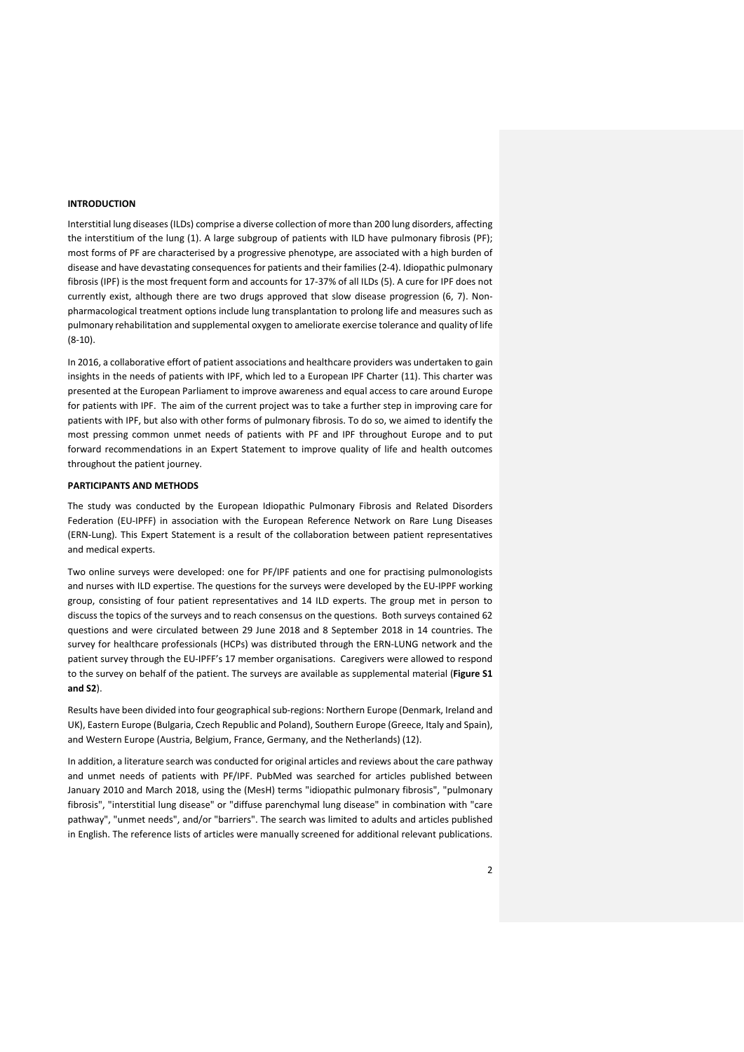## INTRODUCTION

Interstitial lung diseases (ILDs) comprise a diverse collection of more than 200 lung disorders, affecting the interstitium of the lung (1). A large subgroup of patients with ILD have pulmonary fibrosis (PF); most forms of PF are characterised by a progressive phenotype, are associated with a high burden of disease and have devastating consequences for patients and their families (2-4). Idiopathic pulmonary fibrosis (IPF) is the most frequent form and accounts for 17-37% of all ILDs (5). A cure for IPF does not currently exist, although there are two drugs approved that slow disease progression (6, 7). Non-pharmacological treatment options include lung transplantation to prolong life and measures such as pulmonary rehabilitation and supplemental oxygen to ameliorate exercise tolerance and quality of life (8-10).

In 2016, a collaborative effort of patient associations and healthcare providers was undertaken to gain insights in the needs of patients with IPF, which led to a European IPF Charter (11). This charter was presented at the European Parliament to improve awareness and equal access to care around Europe for patients with IPF. The aim of the current project was to take a further step in improving care for patients with IPF, but also with other forms of pulmonary fibrosis. To do so, we aimed to identify the most pressing common unmet needs of patients with PF and IPF throughout Europe and to put forward recommendations in an Expert Statement to improve quality of life and health outcomes throughout the patient journey.

## PARTICIPANTS AND METHODS

The study was conducted by the European Idiopathic Pulmonary Fibrosis and Related Disorders Federation (EU-IPFF) in association with the European Reference Network on Rare Lung Diseases (ERN-Lung). This Expert Statement is a result of the collaboration between patient representatives and medical experts.

Two online surveys were developed: one for PF/IPF patients and one for practising pulmonologists and nurses with ILD expertise. The questions for the surveys were developed by the EU-IPFF working group, consisting of four patient representatives and 14 ILD experts. The group met in person to discuss the topics of the surveys and to reach consensus on the questions. Both surveys contained 62 questions and were circulated between 29 June 2018 and 8 September 2018 in 14 countries. The survey for healthcare professionals (HCPs) was distributed through the ERN-LUNG network and the patient survey through the EU-IPFF's 17 member organisations. Caregivers were allowed to respond to the survey on behalf of the patient. The surveys are available as supplemental material (**Figure S1 and S2**).

Results have been divided into four geographical sub-regions: Northern Europe (Denmark, Ireland and UK), Eastern Europe (Bulgaria, Czech Republic and Poland), Southern Europe (Greece, Italy and Spain), and Western Europe (Austria, Belgium, France, Germany, and the Netherlands) (12).

In addition, a literature search was conducted for original articles and reviews about the care pathway and unmet needs of patients with PF/IPF. PubMed was searched for articles published between January 2010 and March 2018, using the (MesH) terms "idiopathic pulmonary fibrosis", "pulmonary fibrosis", "interstitial lung disease" or "diffuse parenchymal lung disease" in combination with "care pathway", "unmet needs", and/or "barriers". The search was limited to adults and articles published in English. The reference lists of articles were manually screened for additional relevant publications.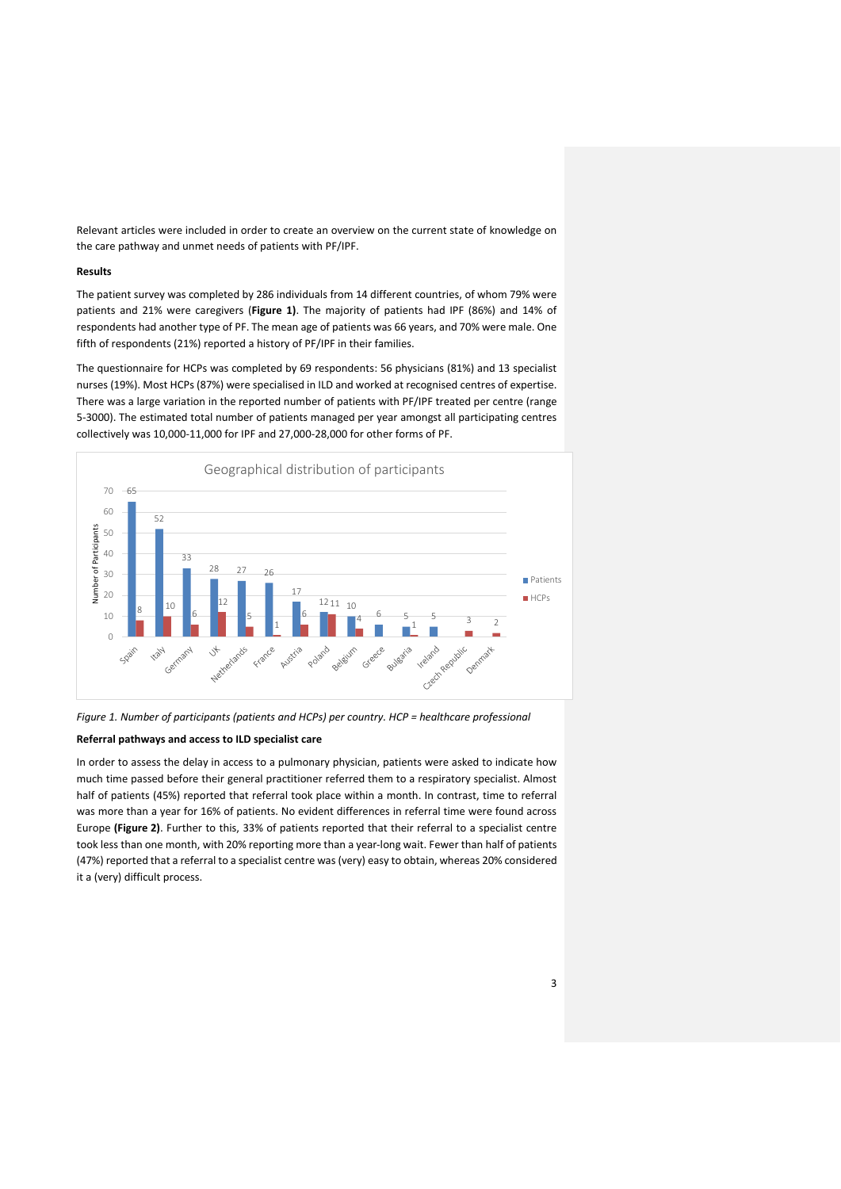Relevant articles were included in order to create an overview on the current state of knowledge on the care pathway and unmet needs of patients with PF/IPF.

**Results**

The patient survey was completed by 286 individuals from 14 different countries, of whom 79% were patients and 21% were caregivers (**Figure 1**). The majority of patients had IPF (86%) and 14% of respondents had another type of PF. The mean age of patients was 66 years, and 70% were male. One fifth of respondents (21%) reported a history of PF/IPF in their families.

The questionnaire for HCPs was completed by 69 respondents: 56 physicians (81%) and 13 specialist nurses (19%). Most HCPs (87%) were specialised in ILD and worked at recognised centres of expertise. There was a large variation in the reported number of patients with PF/IPF treated per centre (range 5-3000). The estimated total number of patients managed per year amongst all participating centres collectively was 10,000-11,000 for IPF and 27,000-28,000 for other forms of PF.

*Figure 1. Number of participants (patients and HCPs) per country. HCP = healthcare professional*

**Referral pathways and access to ILD specialist care**

In order to assess the delay in access to a pulmonary physician, patients were asked to indicate how much time passed before their general practitioner referred them to a respiratory specialist. Almost half of patients (45%) reported that referral took place within a month. In contrast, time to referral was more than a year for 16% of patients. No evident differences in referral time were found across Europe **(Figure 2)**. Further to this, 33% of patients reported that their referral to a specialist centre took less than one month, with 20% reporting more than a year-long wait. Fewer than half of patients (47%) reported that a referral to a specialist centre was (very) easy to obtain, whereas 20% considered it a (very) difficult process.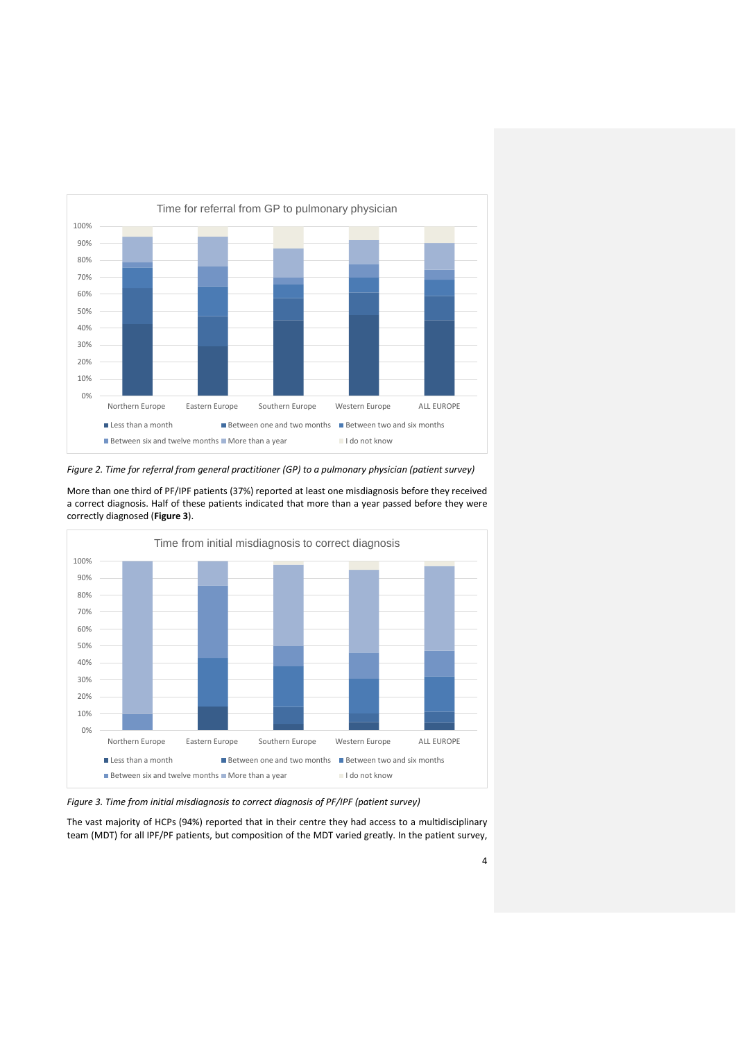*Figure 2. Time for referral from general practitioner (GP) to a pulmonary physician (patient survey)*

More than one third of PF/IPF patients (37%) reported at least one misdiagnosis before they received a correct diagnosis. Half of these patients indicated that more than a year passed before they were correctly diagnosed (**Figure 3**).

*Figure 3. Time from initial misdiagnosis to correct diagnosis of PF/IPF (patient survey)*

The vast majority of HCPs (94%) reported that in their centre they had access to a multidisciplinary team (MDT) for all IPF/PF patients, but composition of the MDT varied greatly. In the patient survey,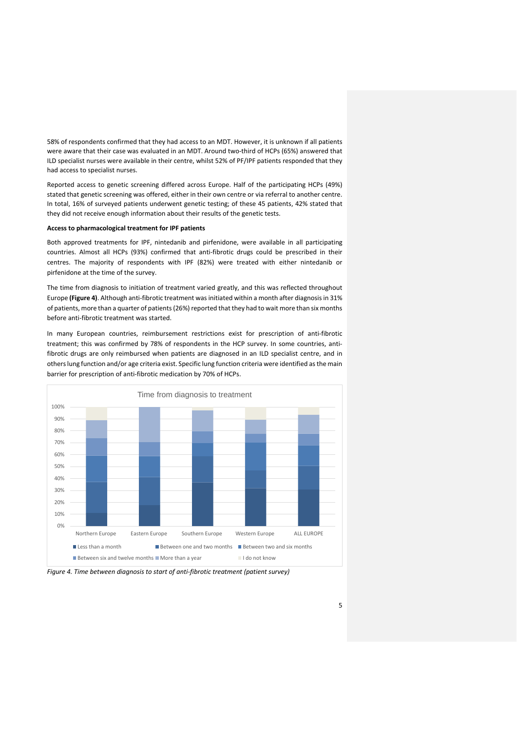58% of respondents confirmed that they had access to an MDT. However, it is unknown if all patients were aware that their case was evaluated in an MDT. Around two-third of HCPs (65%) answered that ILD specialist nurses were available in their centre, whilst 52% of PF/IPF patients responded that they had access to specialist nurses.

Reported access to genetic screening differed across Europe. Half of the participating HCPs (49%) stated that genetic screening was offered, either in their own centre or via referral to another centre. In total, 16% of surveyed patients underwent genetic testing; of these 45 patients, 42% stated that they did not receive enough information about their results of the genetic tests.

**Access to pharmacological treatment for IPF patients**

Both approved treatments for IPF, nintedanib and pirfenidone, were available in all participating countries. Almost all HCPs (93%) confirmed that anti-fibrotic drugs could be prescribed in their centres. The majority of respondents with IPF (82%) were treated with either nintedanib or pirfenidone at the time of the survey.

The time from diagnosis to initiation of treatment varied greatly, and this was reflected throughout Europe **(Figure 4)**. Although anti-fibrotic treatment was initiated within a month after diagnosis in 31% of patients, more than a quarter of patients (26%) reported that they had to wait more than six months before anti-fibrotic treatment was started.

In many European countries, reimbursement restrictions exist for prescription of anti-fibrotic treatment; this was confirmed by 78% of respondents in the HCP survey. In some countries, anti-fibrotic drugs are only reimbursed when patients are diagnosed in an ILD specialist centre, and in others lung function and/or age criteria exist. Specific lung function criteria were identified as the main barrier for prescription of anti-fibrotic medication by 70% of HCPs.

Time from diagnosis to treatment

| | Northern Europe | Eastern Europe | Southern Europe | Western Europe | ALL EUROPE |
|---|---|---|---|---|---|
| Less than a month | 11% | 18% | 37% | 32% | 31% |
| Between one and two months | 26% | 23% | 22% | 15% | 20% |
| Between two and six months | 22% | 17% | 11% | 23% | 17% |
| Between six and twelve months | 15% | 12% | 10% | 8% | 10% |
| More than a year | 15% | 30% | 17% | 12% | 16% |
| I do not know | 11% | 0% | 3% | 11% | 6% |

*Figure 4. Time between diagnosis to start of anti-fibrotic treatment (patient survey)*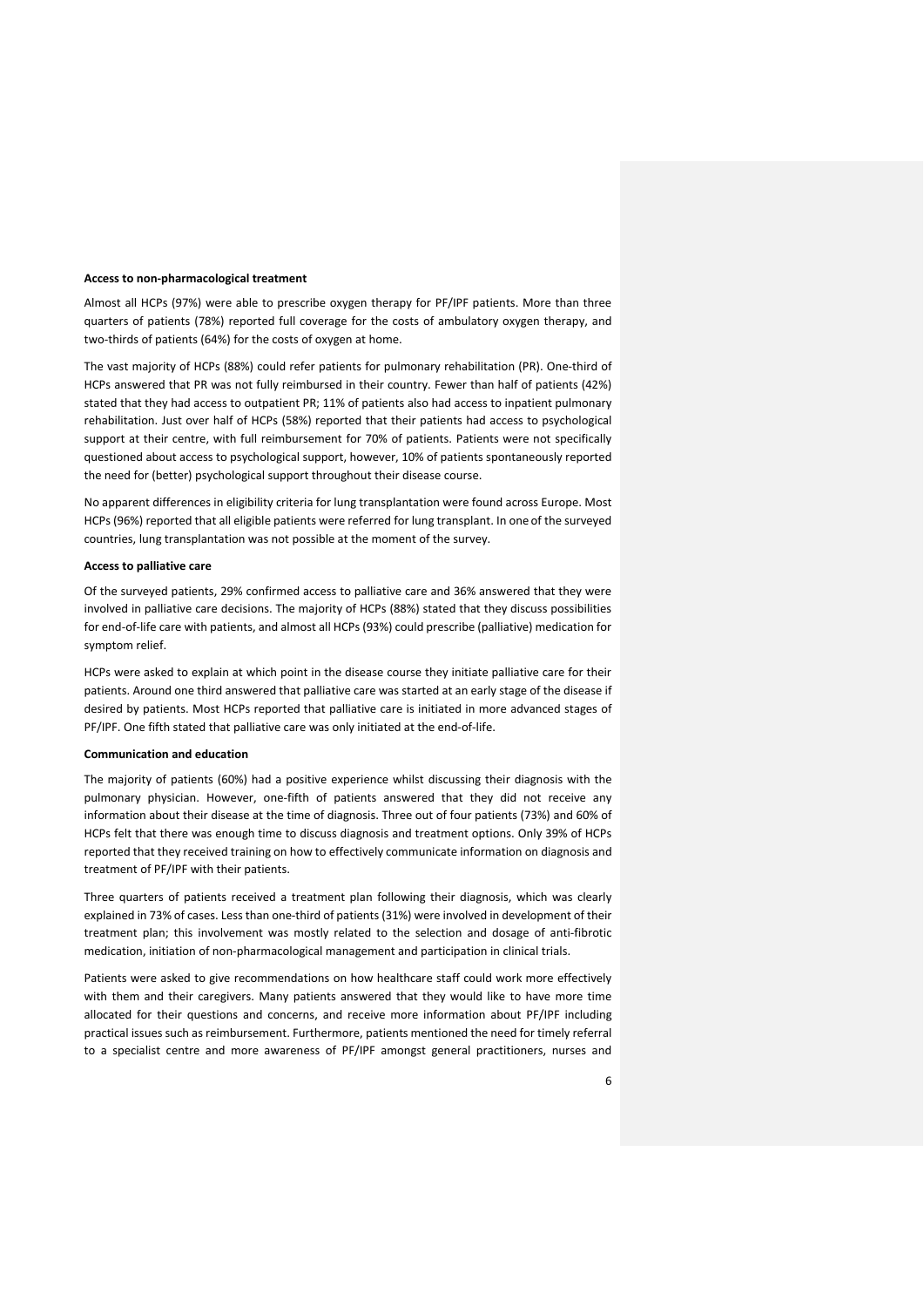**Access to non-pharmacological treatment**

Almost all HCPs (97%) were able to prescribe oxygen therapy for PF/IPF patients. More than three quarters of patients (78%) reported full coverage for the costs of ambulatory oxygen therapy, and two-thirds of patients (64%) for the costs of oxygen at home.

The vast majority of HCPs (88%) could refer patients for pulmonary rehabilitation (PR). One-third of HCPs answered that PR was not fully reimbursed in their country. Fewer than half of patients (42%) stated that they had access to outpatient PR; 11% of patients also had access to inpatient pulmonary rehabilitation. Just over half of HCPs (58%) reported that their patients had access to psychological support at their centre, with full reimbursement for 70% of patients. Patients were not specifically questioned about access to psychological support, however, 10% of patients spontaneously reported the need for (better) psychological support throughout their disease course.

No apparent differences in eligibility criteria for lung transplantation were found across Europe. Most HCPs (96%) reported that all eligible patients were referred for lung transplant. In one of the surveyed countries, lung transplantation was not possible at the moment of the survey.

**Access to palliative care**

Of the surveyed patients, 29% confirmed access to palliative care and 36% answered that they were involved in palliative care decisions. The majority of HCPs (88%) stated that they discuss possibilities for end-of-life care with patients, and almost all HCPs (93%) could prescribe (palliative) medication for symptom relief.

HCPs were asked to explain at which point in the disease course they initiate palliative care for their patients. Around one third answered that palliative care was started at an early stage of the disease if desired by patients. Most HCPs reported that palliative care is initiated in more advanced stages of PF/IPF. One fifth stated that palliative care was only initiated at the end-of-life.

**Communication and education**

The majority of patients (60%) had a positive experience whilst discussing their diagnosis with the pulmonary physician. However, one-fifth of patients answered that they did not receive any information about their disease at the time of diagnosis. Three out of four patients (73%) and 60% of HCPs felt that there was enough time to discuss diagnosis and treatment options. Only 39% of HCPs reported that they received training on how to effectively communicate information on diagnosis and treatment of PF/IPF with their patients.

Three quarters of patients received a treatment plan following their diagnosis, which was clearly explained in 73% of cases. Less than one-third of patients (31%) were involved in development of their treatment plan; this involvement was mostly related to the selection and dosage of anti-fibrotic medication, initiation of non-pharmacological management and participation in clinical trials.

Patients were asked to give recommendations on how healthcare staff could work more effectively with them and their caregivers. Many patients answered that they would like to have more time allocated for their questions and concerns, and receive more information about PF/IPF including practical issues such as reimbursement. Furthermore, patients mentioned the need for timely referral to a specialist centre and more awareness of PF/IPF amongst general practitioners, nurses and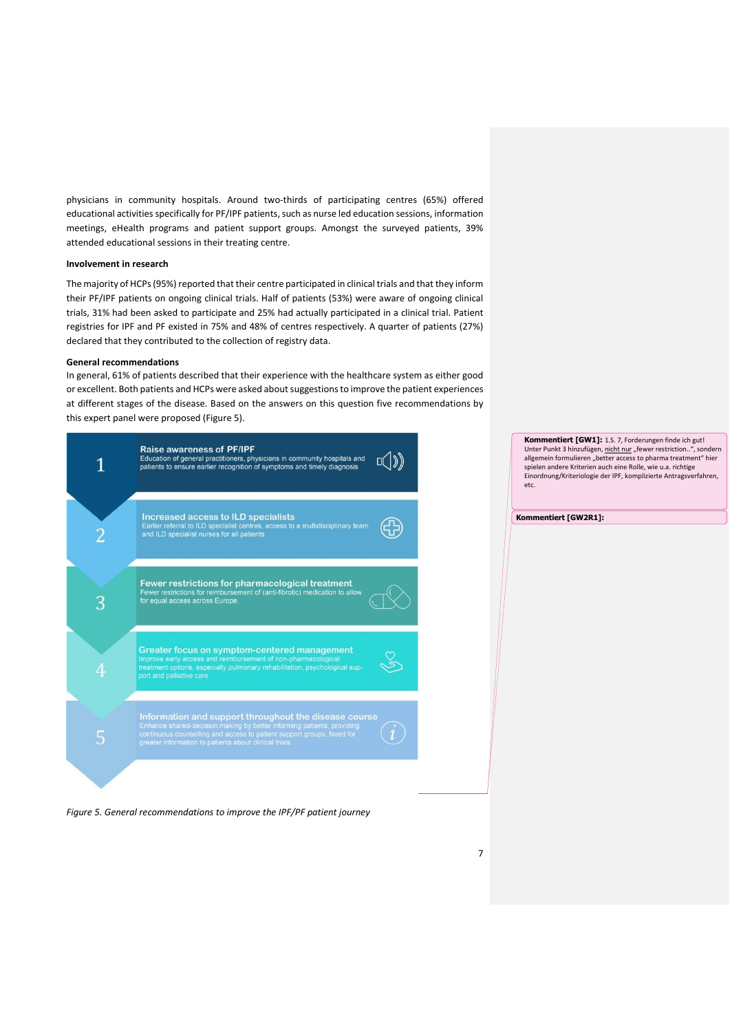physicians in community hospitals. Around two-thirds of participating centres (65%) offered educational activities specifically for PF/IPF patients, such as nurse led education sessions, information meetings, eHealth programs and patient support groups. Amongst the surveyed patients, 39% attended educational sessions in their treating centre.

**Involvement in research**

The majority of HCPs (95%) reported that their centre participated in clinical trials and that they inform their PF/IPF patients on ongoing clinical trials. Half of patients (53%) were aware of ongoing clinical trials, 31% had been asked to participate and 25% had actually participated in a clinical trial. Patient registries for IPF and PF existed in 75% and 48% of centres respectively. A quarter of patients (27%) declared that they contributed to the collection of registry data.

**General recommendations**

In general, 61% of patients described that their experience with the healthcare system as either good or excellent. Both patients and HCPs were asked about suggestions to improve the patient experiences at different stages of the disease. Based on the answers on this question five recommendations by this expert panel were proposed (Figure 5).

1. **Raise awareness of PF/IPF**
   Education of general practitioners, physicians in community hospitals and patients to ensure earlier recognition of symptoms and timely diagnosis

2. **Increased access to ILD specialists**
   Earlier referral to ILD specialist centres, access to a multidisciplinary team and ILD specialist nurses for all patients

3. **Fewer restrictions for pharmacological treatment**
   Fewer restrictions for reimbursement of (anti-fibrotic) medication to allow for equal access across Europe

4. **Greater focus on symptom-centered management**
   Improve early access and reimbursement of non-pharmacological treatment options, especially pulmonary rehabilitation, psychological support and palliative care

5. **Information and support throughout the disease course**
   Enhance shared-decision making by better informing patients, providing continuous counselling and access to patient support groups. Need for greater information to patients about clinical trials.

*Figure 5. General recommendations to improve the IPF/PF patient journey*

**Kommentiert [GW1]:** 1.S. 7, Forderungen finde ich gut! Unter Punkt 3 hinzufügen, nicht nur „fewer restriction..", sondern allgemein formulieren „better access to pharma treatment" hier spielen andere Kriterien auch eine Rolle, wie u.a. richtige Einordnung/Kriteriologie der IPF, komplizierte Antragsverfahren, etc.

**Kommentiert [GW2R1]:**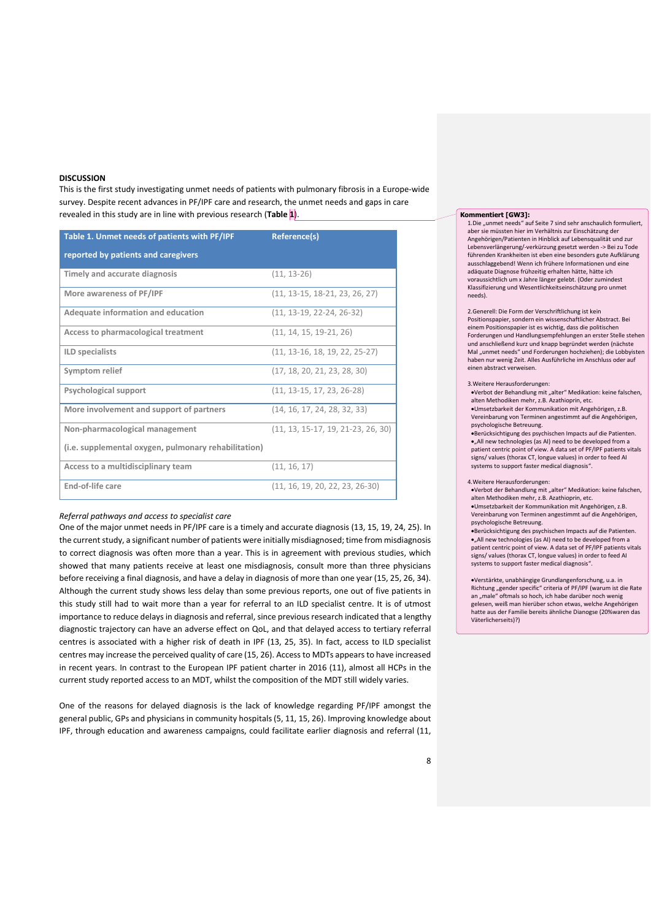**DISCUSSION**

This is the first study investigating unmet needs of patients with pulmonary fibrosis in a Europe-wide survey. Despite recent advances in PF/IPF care and research, the unmet needs and gaps in care revealed in this study are in line with previous research (**Table 1**).

| Table 1. Unmet needs of patients with PF/IPF reported by patients and caregivers | Reference(s) |
|---|---|
| Timely and accurate diagnosis | (11, 13-26) |
| More awareness of PF/IPF | (11, 13-15, 18-21, 23, 26, 27) |
| Adequate information and education | (11, 13-19, 22-24, 26-32) |
| Access to pharmacological treatment | (11, 14, 15, 19-21, 26) |
| ILD specialists | (11, 13-16, 18, 19, 22, 25-27) |
| Symptom relief | (17, 18, 20, 21, 23, 28, 30) |
| Psychological support | (11, 13-15, 17, 23, 26-28) |
| More involvement and support of partners | (14, 16, 17, 24, 28, 32, 33) |
| Non-pharmacological management (i.e. supplemental oxygen, pulmonary rehabilitation) | (11, 13, 15-17, 19, 21-23, 26, 30) |
| Access to a multidisciplinary team | (11, 16, 17) |
| End-of-life care | (11, 16, 19, 20, 22, 23, 26-30) |

*Referral pathways and access to specialist care*

One of the major unmet needs in PF/IPF care is a timely and accurate diagnosis (13, 15, 19, 24, 25). In the current study, a significant number of patients were initially misdiagnosed; time from misdiagnosis to correct diagnosis was often more than a year. This is in agreement with previous studies, which showed that many patients receive at least one misdiagnosis, consult more than three physicians before receiving a final diagnosis, and have a delay in diagnosis of more than one year (15, 25, 26, 34). Although the current study shows less delay than some previous reports, one out of five patients in this study still had to wait more than a year for referral to an ILD specialist centre. It is of utmost importance to reduce delays in diagnosis and referral, since previous research indicated that a lengthy diagnostic trajectory can have an adverse effect on QoL, and that delayed access to tertiary referral centres is associated with a higher risk of death in IPF (13, 25, 35). In fact, access to ILD specialist centres may increase the perceived quality of care (15, 26). Access to MDTs appears to have increased in recent years. In contrast to the European IPF patient charter in 2016 (11), almost all HCPs in the current study reported access to an MDT, whilst the composition of the MDT still widely varies.

One of the reasons for delayed diagnosis is the lack of knowledge regarding PF/IPF amongst the general public, GPs and physicians in community hospitals (5, 11, 15, 26). Improving knowledge about IPF, through education and awareness campaigns, could facilitate earlier diagnosis and referral (11,

**Kommentiert [GW3]:**
1.Die „unmet needs" auf Seite 7 sind sehr anschaulich formuliert, aber sie müssten hier im Verhältnis zur Einschätzung der Angehörigen/Patienten in Hinblick auf Lebensqualität und zur Lebensverlängerung/-verkürzung gesetzt werden -> Bei zu Tode führenden Krankheiten ist eben eine besonders gute Aufklärung ausschlaggebend! Wenn ich frühere Informationen und eine adäquate Diagnose frühzeitig erhalten hätte, hätte ich voraussichtlich um x Jahre länger gelebt. (Oder zumindest Klassifizierung und Wesentlichkeitseinschätzung pro unmet needs).

2.Generell: Die Form der Verschriftlichung ist kein Positionspapier, sondern ein wissenschaftlicher Abstract. Bei einem Positionspapier ist es wichtig, dass die politischen Forderungen und Handlungsempfehlungen an erster Stelle stehen und anschließend kurz und knapp begründet werden (nächste Mal „unmet needs" und Forderungen hochziehen); die Lobbyisten haben nur wenig Zeit. Alles Ausführliche im Anschluss oder auf einen abstract verweisen.

3.Weitere Herausforderungen:
- Verbot der Behandlung mit „alter" Medikation: keine falschen, alten Methodiken mehr, z.B. Azathioprin, etc.
- Umsetzbarkeit der Kommunikation mit Angehörigen, z.B. Vereinbarung von Terminen angestimmt auf die Angehörigen, psychologische Betreuung.
- Berücksichtigung des psychischen Impacts auf die Patienten.
- „All new technologies (as AI) need to be developed from a patient centric point of view. A data set of PF/IPF patients vitals signs/ values (thorax CT, longue values) in order to feed AI systems to support faster medical diagnosis".

4.Weitere Herausforderungen:
- Verbot der Behandlung mit „alter" Medikation: keine falschen, alten Methodiken mehr, z.B. Azathioprin, etc.
- Umsetzbarkeit der Kommunikation mit Angehörigen, z.B. Vereinbarung von Terminen angestimmt auf die Angehörigen, psychologische Betreuung.
- Berücksichtigung des psychischen Impacts auf die Patienten.
- „All new technologies (as AI) need to be developed from a patient centric point of view. A data set of PF/IPF patients vitals signs/ values (thorax CT, longue values) in order to feed AI systems to support faster medical diagnosis".

- Verstärkte, unabhängige Grundlagenforschung, u.a. in Richtung „gender specific" criteria of PF/IPF (warum ist die Rate an „male" oftmals so hoch, ich habe darüber noch wenig gelesen, weiß man hierüber schon etwas, welche Angehörigen hatte aus der Familie bereits ähnliche Dianogse (20%waren das Väterlicherseits)?)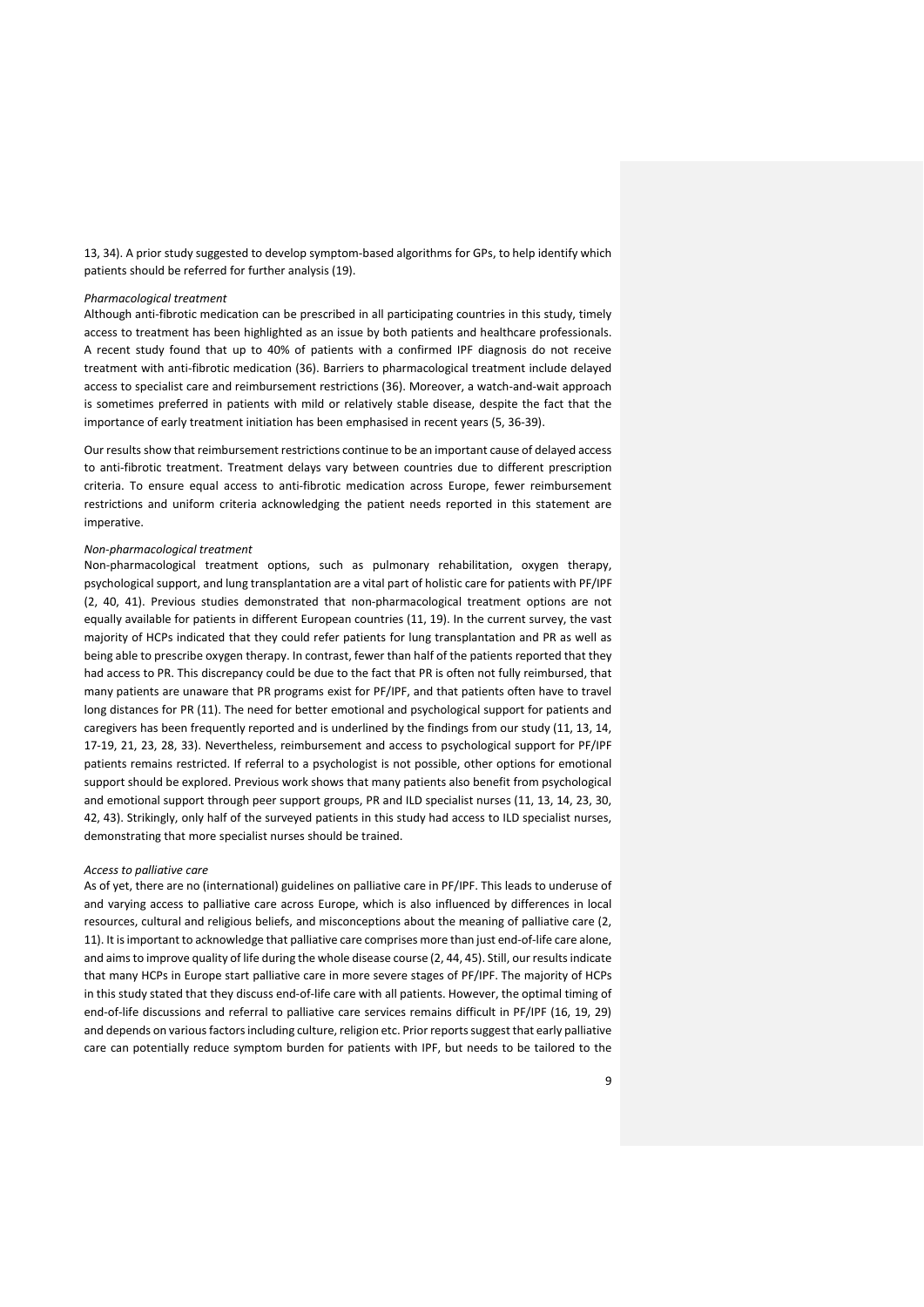13, 34). A prior study suggested to develop symptom-based algorithms for GPs, to help identify which patients should be referred for further analysis (19).

*Pharmacological treatment*

Although anti-fibrotic medication can be prescribed in all participating countries in this study, timely access to treatment has been highlighted as an issue by both patients and healthcare professionals. A recent study found that up to 40% of patients with a confirmed IPF diagnosis do not receive treatment with anti-fibrotic medication (36). Barriers to pharmacological treatment include delayed access to specialist care and reimbursement restrictions (36). Moreover, a watch-and-wait approach is sometimes preferred in patients with mild or relatively stable disease, despite the fact that the importance of early treatment initiation has been emphasised in recent years (5, 36-39).

Our results show that reimbursement restrictions continue to be an important cause of delayed access to anti-fibrotic treatment. Treatment delays vary between countries due to different prescription criteria. To ensure equal access to anti-fibrotic medication across Europe, fewer reimbursement restrictions and uniform criteria acknowledging the patient needs reported in this statement are imperative.

*Non-pharmacological treatment*

Non-pharmacological treatment options, such as pulmonary rehabilitation, oxygen therapy, psychological support, and lung transplantation are a vital part of holistic care for patients with PF/IPF (2, 40, 41). Previous studies demonstrated that non-pharmacological treatment options are not equally available for patients in different European countries (11, 19). In the current survey, the vast majority of HCPs indicated that they could refer patients for lung transplantation and PR as well as being able to prescribe oxygen therapy. In contrast, fewer than half of the patients reported that they had access to PR. This discrepancy could be due to the fact that PR is often not fully reimbursed, that many patients are unaware that PR programs exist for PF/IPF, and that patients often have to travel long distances for PR (11). The need for better emotional and psychological support for patients and caregivers has been frequently reported and is underlined by the findings from our study (11, 13, 14, 17-19, 21, 23, 28, 33). Nevertheless, reimbursement and access to psychological support for PF/IPF patients remains restricted. If referral to a psychologist is not possible, other options for emotional support should be explored. Previous work shows that many patients also benefit from psychological and emotional support through peer support groups, PR and ILD specialist nurses (11, 13, 14, 23, 30, 42, 43). Strikingly, only half of the surveyed patients in this study had access to ILD specialist nurses, demonstrating that more specialist nurses should be trained.

*Access to palliative care*

As of yet, there are no (international) guidelines on palliative care in PF/IPF. This leads to underuse of and varying access to palliative care across Europe, which is also influenced by differences in local resources, cultural and religious beliefs, and misconceptions about the meaning of palliative care (2, 11). It is important to acknowledge that palliative care comprises more than just end-of-life care alone, and aims to improve quality of life during the whole disease course (2, 44, 45). Still, our results indicate that many HCPs in Europe start palliative care in more severe stages of PF/IPF. The majority of HCPs in this study stated that they discuss end-of-life care with all patients. However, the optimal timing of end-of-life discussions and referral to palliative care services remains difficult in PF/IPF (16, 19, 29) and depends on various factors including culture, religion etc. Prior reports suggest that early palliative care can potentially reduce symptom burden for patients with IPF, but needs to be tailored to the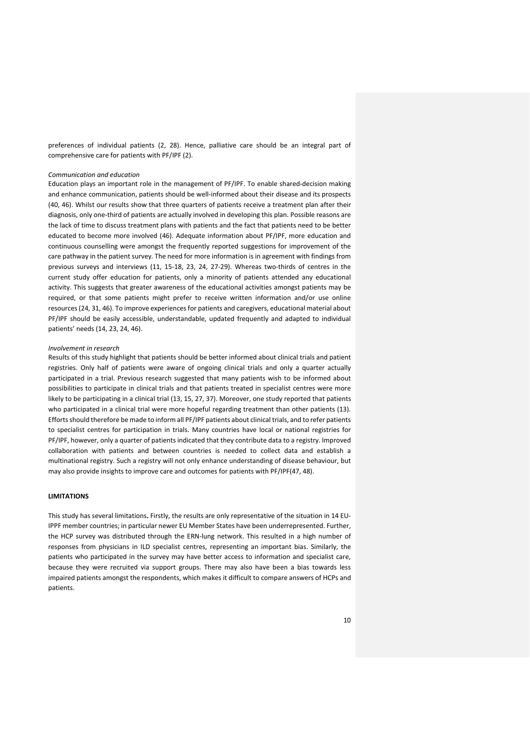preferences of individual patients (2, 28). Hence, palliative care should be an integral part of comprehensive care for patients with PF/IPF (2).

*Communication and education*

Education plays an important role in the management of PF/IPF. To enable shared-decision making and enhance communication, patients should be well-informed about their disease and its prospects (40, 46). Whilst our results show that three quarters of patients receive a treatment plan after their diagnosis, only one-third of patients are actually involved in developing this plan. Possible reasons are the lack of time to discuss treatment plans with patients and the fact that patients need to be better educated to become more involved (46). Adequate information about PF/IPF, more education and continuous counselling were amongst the frequently reported suggestions for improvement of the care pathway in the patient survey. The need for more information is in agreement with findings from previous surveys and interviews (11, 15-18, 23, 24, 27-29). Whereas two-thirds of centres in the current study offer education for patients, only a minority of patients attended any educational activity. This suggests that greater awareness of the educational activities amongst patients may be required, or that some patients might prefer to receive written information and/or use online resources (24, 31, 46). To improve experiences for patients and caregivers, educational material about PF/IPF should be easily accessible, understandable, updated frequently and adapted to individual patients' needs (14, 23, 24, 46).

*Involvement in research*

Results of this study highlight that patients should be better informed about clinical trials and patient registries. Only half of patients were aware of ongoing clinical trials and only a quarter actually participated in a trial. Previous research suggested that many patients wish to be informed about possibilities to participate in clinical trials and that patients treated in specialist centres were more likely to be participating in a clinical trial (13, 15, 27, 37). Moreover, one study reported that patients who participated in a clinical trial were more hopeful regarding treatment than other patients (13). Efforts should therefore be made to inform all PF/IPF patients about clinical trials, and to refer patients to specialist centres for participation in trials. Many countries have local or national registries for PF/IPF, however, only a quarter of patients indicated that they contribute data to a registry. Improved collaboration with patients and between countries is needed to collect data and establish a multinational registry. Such a registry will not only enhance understanding of disease behaviour, but may also provide insights to improve care and outcomes for patients with PF/IPF(47, 48).

**LIMITATIONS**

This study has several limitations**.** Firstly, the results are only representative of the situation in 14 EU-IPPF member countries; in particular newer EU Member States have been underrepresented. Further, the HCP survey was distributed through the ERN-lung network. This resulted in a high number of responses from physicians in ILD specialist centres, representing an important bias. Similarly, the patients who participated in the survey may have better access to information and specialist care, because they were recruited via support groups. There may also have been a bias towards less impaired patients amongst the respondents, which makes it difficult to compare answers of HCPs and patients.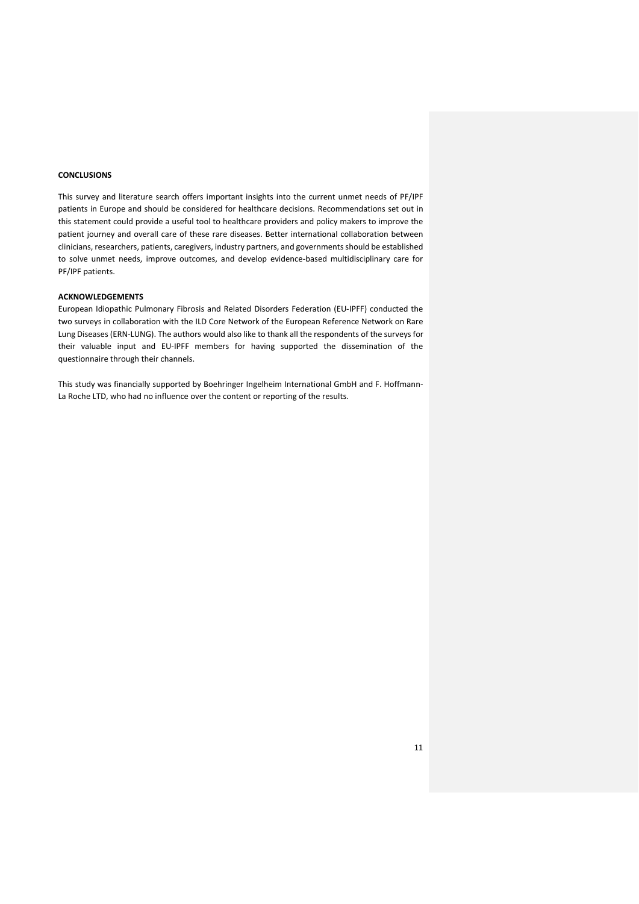## CONCLUSIONS

This survey and literature search offers important insights into the current unmet needs of PF/IPF patients in Europe and should be considered for healthcare decisions. Recommendations set out in this statement could provide a useful tool to healthcare providers and policy makers to improve the patient journey and overall care of these rare diseases. Better international collaboration between clinicians, researchers, patients, caregivers, industry partners, and governments should be established to solve unmet needs, improve outcomes, and develop evidence-based multidisciplinary care for PF/IPF patients.

## ACKNOWLEDGEMENTS

European Idiopathic Pulmonary Fibrosis and Related Disorders Federation (EU-IPFF) conducted the two surveys in collaboration with the ILD Core Network of the European Reference Network on Rare Lung Diseases (ERN-LUNG). The authors would also like to thank all the respondents of the surveys for their valuable input and EU-IPFF members for having supported the dissemination of the questionnaire through their channels.

This study was financially supported by Boehringer Ingelheim International GmbH and F. Hoffmann-La Roche LTD, who had no influence over the content or reporting of the results.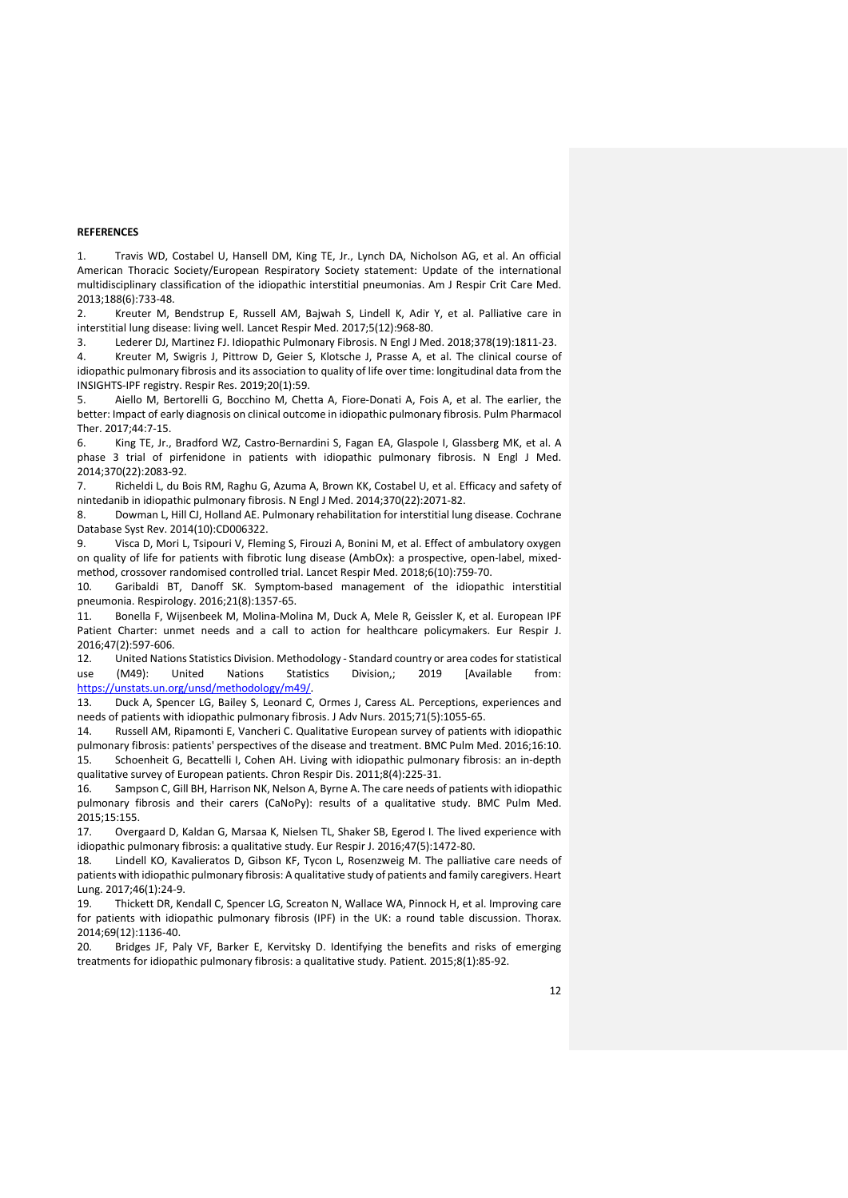**REFERENCES**

1. Travis WD, Costabel U, Hansell DM, King TE, Jr., Lynch DA, Nicholson AG, et al. An official American Thoracic Society/European Respiratory Society statement: Update of the international multidisciplinary classification of the idiopathic interstitial pneumonias. Am J Respir Crit Care Med. 2013;188(6):733-48.
2. Kreuter M, Bendstrup E, Russell AM, Bajwah S, Lindell K, Adir Y, et al. Palliative care in interstitial lung disease: living well. Lancet Respir Med. 2017;5(12):968-80.
3. Lederer DJ, Martinez FJ. Idiopathic Pulmonary Fibrosis. N Engl J Med. 2018;378(19):1811-23.
4. Kreuter M, Swigris J, Pittrow D, Geier S, Klotsche J, Prasse A, et al. The clinical course of idiopathic pulmonary fibrosis and its association to quality of life over time: longitudinal data from the INSIGHTS-IPF registry. Respir Res. 2019;20(1):59.
5. Aiello M, Bertorelli G, Bocchino M, Chetta A, Fiore-Donati A, Fois A, et al. The earlier, the better: Impact of early diagnosis on clinical outcome in idiopathic pulmonary fibrosis. Pulm Pharmacol Ther. 2017;44:7-15.
6. King TE, Jr., Bradford WZ, Castro-Bernardini S, Fagan EA, Glaspole I, Glassberg MK, et al. A phase 3 trial of pirfenidone in patients with idiopathic pulmonary fibrosis. N Engl J Med. 2014;370(22):2083-92.
7. Richeldi L, du Bois RM, Raghu G, Azuma A, Brown KK, Costabel U, et al. Efficacy and safety of nintedanib in idiopathic pulmonary fibrosis. N Engl J Med. 2014;370(22):2071-82.
8. Dowman L, Hill CJ, Holland AE. Pulmonary rehabilitation for interstitial lung disease. Cochrane Database Syst Rev. 2014(10):CD006322.
9. Visca D, Mori L, Tsipouri V, Fleming S, Firouzi A, Bonini M, et al. Effect of ambulatory oxygen on quality of life for patients with fibrotic lung disease (AmbOx): a prospective, open-label, mixed-method, crossover randomised controlled trial. Lancet Respir Med. 2018;6(10):759-70.
10. Garibaldi BT, Danoff SK. Symptom-based management of the idiopathic interstitial pneumonia. Respirology. 2016;21(8):1357-65.
11. Bonella F, Wijsenbeek M, Molina-Molina M, Duck A, Mele R, Geissler K, et al. European IPF Patient Charter: unmet needs and a call to action for healthcare policymakers. Eur Respir J. 2016;47(2):597-606.
12. United Nations Statistics Division. Methodology - Standard country or area codes for statistical use (M49): United Nations Statistics Division,; 2019 [Available from: https://unstats.un.org/unsd/methodology/m49/.
13. Duck A, Spencer LG, Bailey S, Leonard C, Ormes J, Caress AL. Perceptions, experiences and needs of patients with idiopathic pulmonary fibrosis. J Adv Nurs. 2015;71(5):1055-65.
14. Russell AM, Ripamonti E, Vancheri C. Qualitative European survey of patients with idiopathic pulmonary fibrosis: patients' perspectives of the disease and treatment. BMC Pulm Med. 2016;16:10.
15. Schoenheit G, Becattelli I, Cohen AH. Living with idiopathic pulmonary fibrosis: an in-depth qualitative survey of European patients. Chron Respir Dis. 2011;8(4):225-31.
16. Sampson C, Gill BH, Harrison NK, Nelson A, Byrne A. The care needs of patients with idiopathic pulmonary fibrosis and their carers (CaNoPy): results of a qualitative study. BMC Pulm Med. 2015;15:155.
17. Overgaard D, Kaldan G, Marsaa K, Nielsen TL, Shaker SB, Egerod I. The lived experience with idiopathic pulmonary fibrosis: a qualitative study. Eur Respir J. 2016;47(5):1472-80.
18. Lindell KO, Kavalieratos D, Gibson KF, Tycon L, Rosenzweig M. The palliative care needs of patients with idiopathic pulmonary fibrosis: A qualitative study of patients and family caregivers. Heart Lung. 2017;46(1):24-9.
19. Thickett DR, Kendall C, Spencer LG, Screaton N, Wallace WA, Pinnock H, et al. Improving care for patients with idiopathic pulmonary fibrosis (IPF) in the UK: a round table discussion. Thorax. 2014;69(12):1136-40.
20. Bridges JF, Paly VF, Barker E, Kervitsky D. Identifying the benefits and risks of emerging treatments for idiopathic pulmonary fibrosis: a qualitative study. Patient. 2015;8(1):85-92.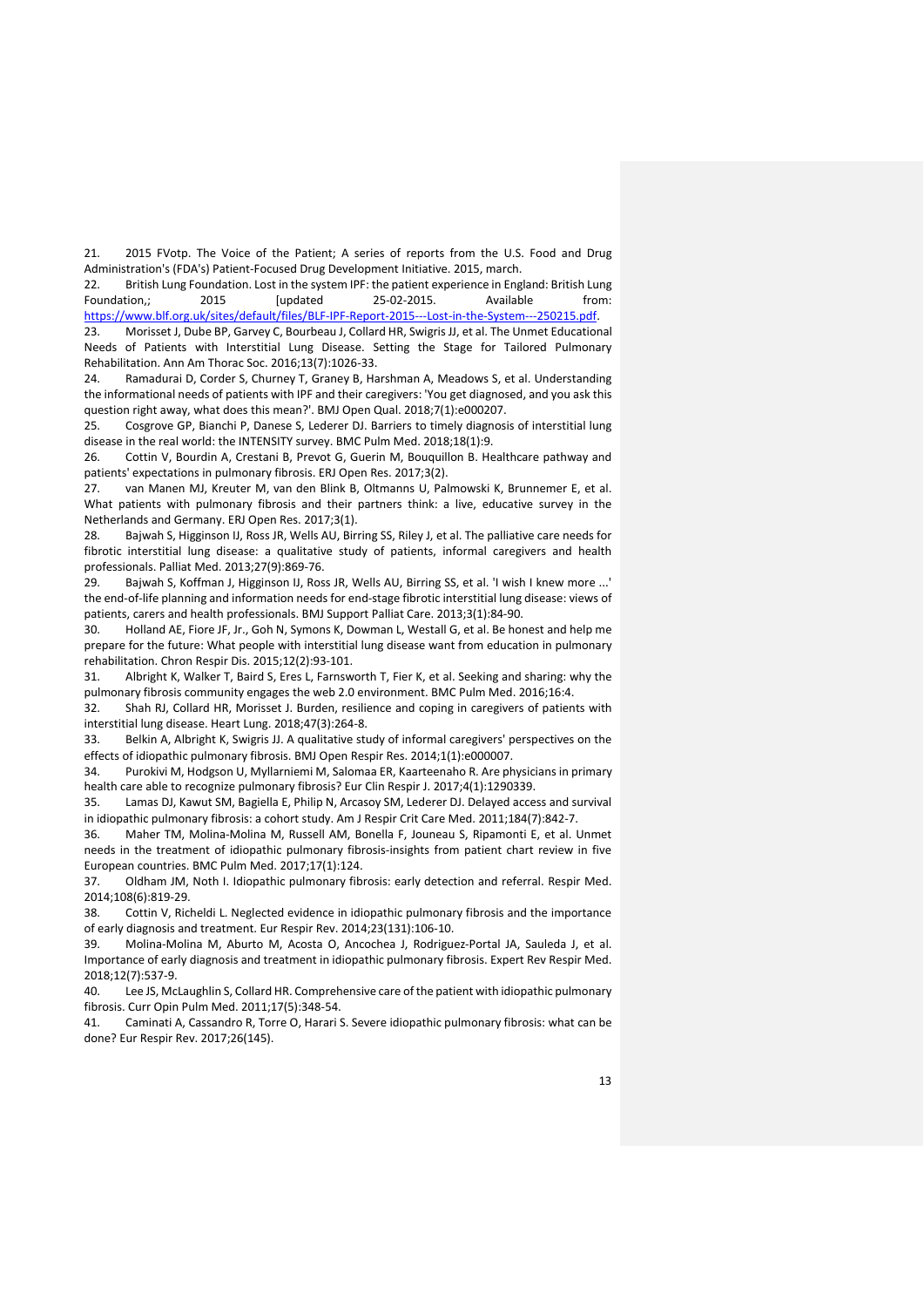21. 2015 FVotp. The Voice of the Patient; A series of reports from the U.S. Food and Drug Administration's (FDA's) Patient-Focused Drug Development Initiative. 2015, march.

22. British Lung Foundation. Lost in the system IPF: the patient experience in England: British Lung Foundation,; 2015 [updated 25-02-2015. Available from: https://www.blf.org.uk/sites/default/files/BLF-IPF-Report-2015---Lost-in-the-System---250215.pdf.

23. Morisset J, Dube BP, Garvey C, Bourbeau J, Collard HR, Swigris JJ, et al. The Unmet Educational Needs of Patients with Interstitial Lung Disease. Setting the Stage for Tailored Pulmonary Rehabilitation. Ann Am Thorac Soc. 2016;13(7):1026-33.

24. Ramadurai D, Corder S, Churney T, Graney B, Harshman A, Meadows S, et al. Understanding the informational needs of patients with IPF and their caregivers: 'You get diagnosed, and you ask this question right away, what does this mean?'. BMJ Open Qual. 2018;7(1):e000207.

25. Cosgrove GP, Bianchi P, Danese S, Lederer DJ. Barriers to timely diagnosis of interstitial lung disease in the real world: the INTENSITY survey. BMC Pulm Med. 2018;18(1):9.

26. Cottin V, Bourdin A, Crestani B, Prevot G, Guerin M, Bouquillon B. Healthcare pathway and patients' expectations in pulmonary fibrosis. ERJ Open Res. 2017;3(2).

27. van Manen MJ, Kreuter M, van den Blink B, Oltmanns U, Palmowski K, Brunnemer E, et al. What patients with pulmonary fibrosis and their partners think: a live, educative survey in the Netherlands and Germany. ERJ Open Res. 2017;3(1).

28. Bajwah S, Higginson IJ, Ross JR, Wells AU, Birring SS, Riley J, et al. The palliative care needs for fibrotic interstitial lung disease: a qualitative study of patients, informal caregivers and health professionals. Palliat Med. 2013;27(9):869-76.

29. Bajwah S, Koffman J, Higginson IJ, Ross JR, Wells AU, Birring SS, et al. 'I wish I knew more ...' the end-of-life planning and information needs for end-stage fibrotic interstitial lung disease: views of patients, carers and health professionals. BMJ Support Palliat Care. 2013;3(1):84-90.

30. Holland AE, Fiore JF, Jr., Goh N, Symons K, Dowman L, Westall G, et al. Be honest and help me prepare for the future: What people with interstitial lung disease want from education in pulmonary rehabilitation. Chron Respir Dis. 2015;12(2):93-101.

31. Albright K, Walker T, Baird S, Eres L, Farnsworth T, Fier K, et al. Seeking and sharing: why the pulmonary fibrosis community engages the web 2.0 environment. BMC Pulm Med. 2016;16:4.

32. Shah RJ, Collard HR, Morisset J. Burden, resilience and coping in caregivers of patients with interstitial lung disease. Heart Lung. 2018;47(3):264-8.

33. Belkin A, Albright K, Swigris JJ. A qualitative study of informal caregivers' perspectives on the effects of idiopathic pulmonary fibrosis. BMJ Open Respir Res. 2014;1(1):e000007.

34. Purokivi M, Hodgson U, Myllarniemi M, Salomaa ER, Kaarteenaho R. Are physicians in primary health care able to recognize pulmonary fibrosis? Eur Clin Respir J. 2017;4(1):1290339.

35. Lamas DJ, Kawut SM, Bagiella E, Philip N, Arcasoy SM, Lederer DJ. Delayed access and survival in idiopathic pulmonary fibrosis: a cohort study. Am J Respir Crit Care Med. 2011;184(7):842-7.

36. Maher TM, Molina-Molina M, Russell AM, Bonella F, Jouneau S, Ripamonti E, et al. Unmet needs in the treatment of idiopathic pulmonary fibrosis-insights from patient chart review in five European countries. BMC Pulm Med. 2017;17(1):124.

37. Oldham JM, Noth I. Idiopathic pulmonary fibrosis: early detection and referral. Respir Med. 2014;108(6):819-29.

38. Cottin V, Richeldi L. Neglected evidence in idiopathic pulmonary fibrosis and the importance of early diagnosis and treatment. Eur Respir Rev. 2014;23(131):106-10.

39. Molina-Molina M, Aburto M, Acosta O, Ancochea J, Rodriguez-Portal JA, Sauleda J, et al. Importance of early diagnosis and treatment in idiopathic pulmonary fibrosis. Expert Rev Respir Med. 2018;12(7):537-9.

40. Lee JS, McLaughlin S, Collard HR. Comprehensive care of the patient with idiopathic pulmonary fibrosis. Curr Opin Pulm Med. 2011;17(5):348-54.

41. Caminati A, Cassandro R, Torre O, Harari S. Severe idiopathic pulmonary fibrosis: what can be done? Eur Respir Rev. 2017;26(145).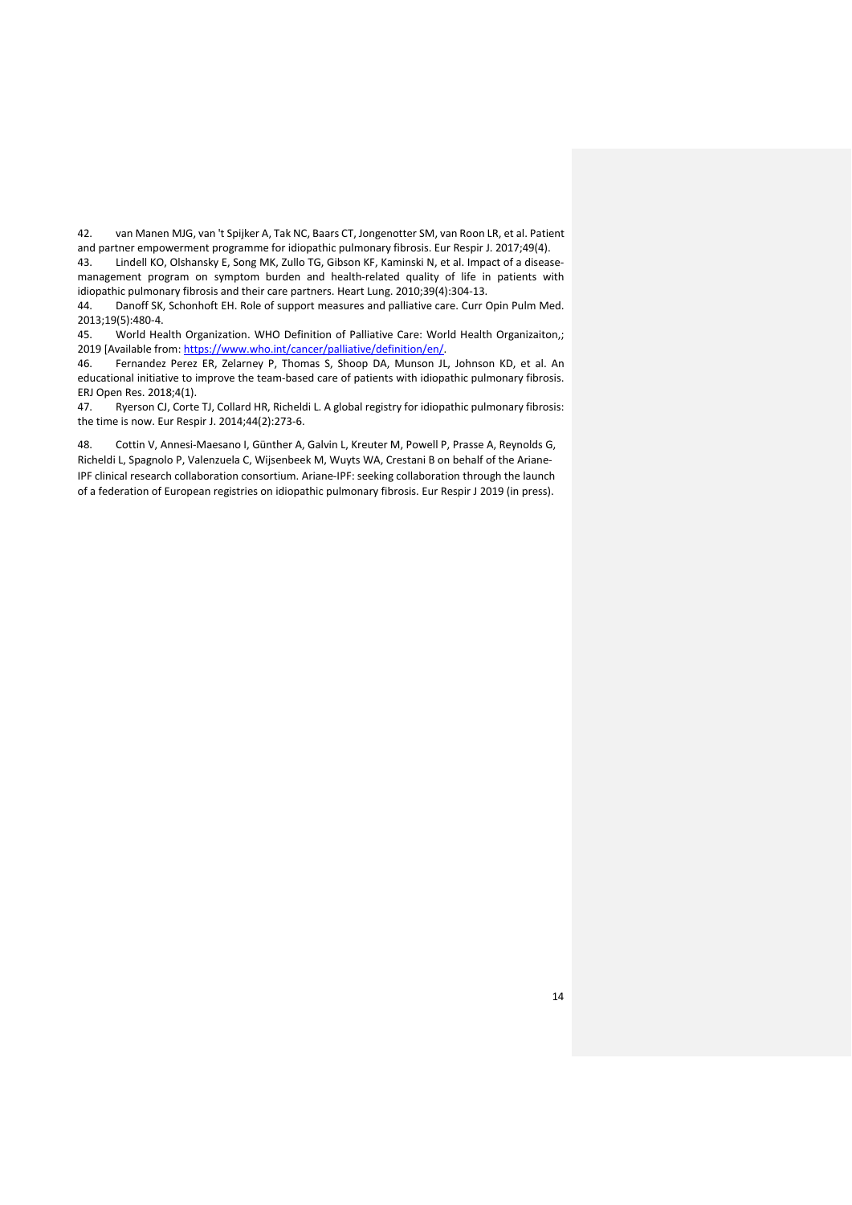42. van Manen MJG, van 't Spijker A, Tak NC, Baars CT, Jongenotter SM, van Roon LR, et al. Patient and partner empowerment programme for idiopathic pulmonary fibrosis. Eur Respir J. 2017;49(4).

43. Lindell KO, Olshansky E, Song MK, Zullo TG, Gibson KF, Kaminski N, et al. Impact of a disease-management program on symptom burden and health-related quality of life in patients with idiopathic pulmonary fibrosis and their care partners. Heart Lung. 2010;39(4):304-13.

44. Danoff SK, Schonhoft EH. Role of support measures and palliative care. Curr Opin Pulm Med. 2013;19(5):480-4.

45. World Health Organization. WHO Definition of Palliative Care: World Health Organizaiton,; 2019 [Available from: https://www.who.int/cancer/palliative/definition/en/.

46. Fernandez Perez ER, Zelarney P, Thomas S, Shoop DA, Munson JL, Johnson KD, et al. An educational initiative to improve the team-based care of patients with idiopathic pulmonary fibrosis. ERJ Open Res. 2018;4(1).

47. Ryerson CJ, Corte TJ, Collard HR, Richeldi L. A global registry for idiopathic pulmonary fibrosis: the time is now. Eur Respir J. 2014;44(2):273-6.

48. Cottin V, Annesi-Maesano I, Günther A, Galvin L, Kreuter M, Powell P, Prasse A, Reynolds G, Richeldi L, Spagnolo P, Valenzuela C, Wijsenbeek M, Wuyts WA, Crestani B on behalf of the Ariane-IPF clinical research collaboration consortium. Ariane-IPF: seeking collaboration through the launch of a federation of European registries on idiopathic pulmonary fibrosis. Eur Respir J 2019 (in press).